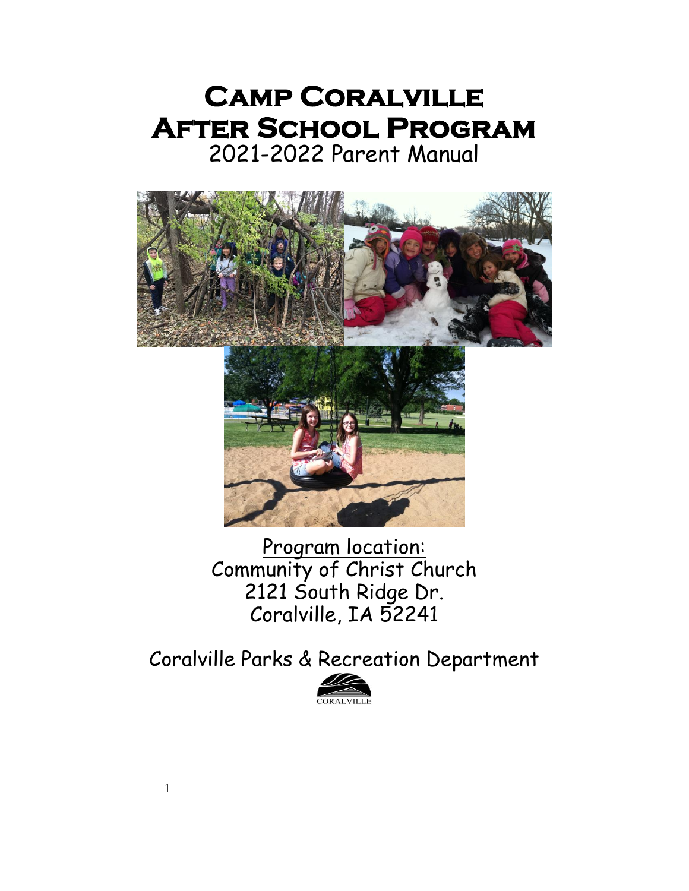# Camp Coralville After School Program

2021-2022 Parent Manual

Program location:
Community of Christ Church
2121 South Ridge Dr.
Coralville, IA 52241

Coralville Parks & Recreation Department

CORALVILLE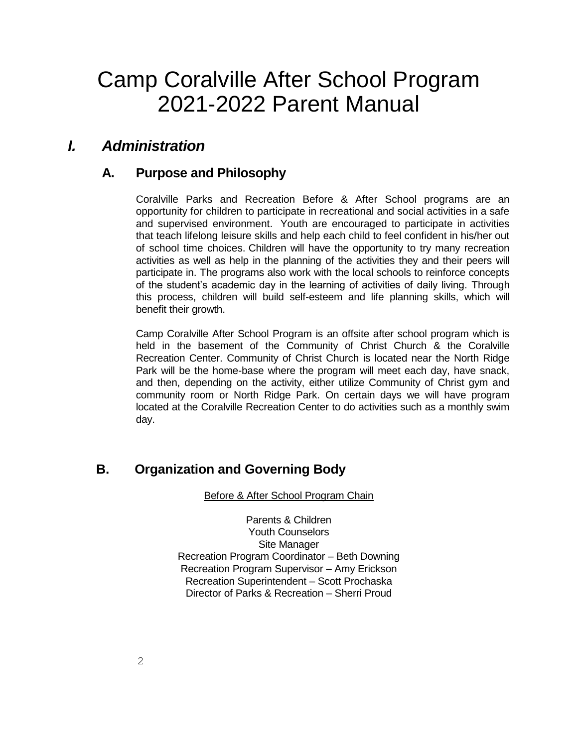# Camp Coralville After School Program 2021-2022 Parent Manual

## *I. Administration*

### A. Purpose and Philosophy

Coralville Parks and Recreation Before & After School programs are an opportunity for children to participate in recreational and social activities in a safe and supervised environment. Youth are encouraged to participate in activities that teach lifelong leisure skills and help each child to feel confident in his/her out of school time choices. Children will have the opportunity to try many recreation activities as well as help in the planning of the activities they and their peers will participate in. The programs also work with the local schools to reinforce concepts of the student's academic day in the learning of activities of daily living. Through this process, children will build self-esteem and life planning skills, which will benefit their growth.

Camp Coralville After School Program is an offsite after school program which is held in the basement of the Community of Christ Church & the Coralville Recreation Center. Community of Christ Church is located near the North Ridge Park will be the home-base where the program will meet each day, have snack, and then, depending on the activity, either utilize Community of Christ gym and community room or North Ridge Park. On certain days we will have program located at the Coralville Recreation Center to do activities such as a monthly swim day.

### B. Organization and Governing Body

<u>Before & After School Program Chain</u>

Parents & Children
Youth Counselors
Site Manager
Recreation Program Coordinator – Beth Downing
Recreation Program Supervisor – Amy Erickson
Recreation Superintendent – Scott Prochaska
Director of Parks & Recreation – Sherri Proud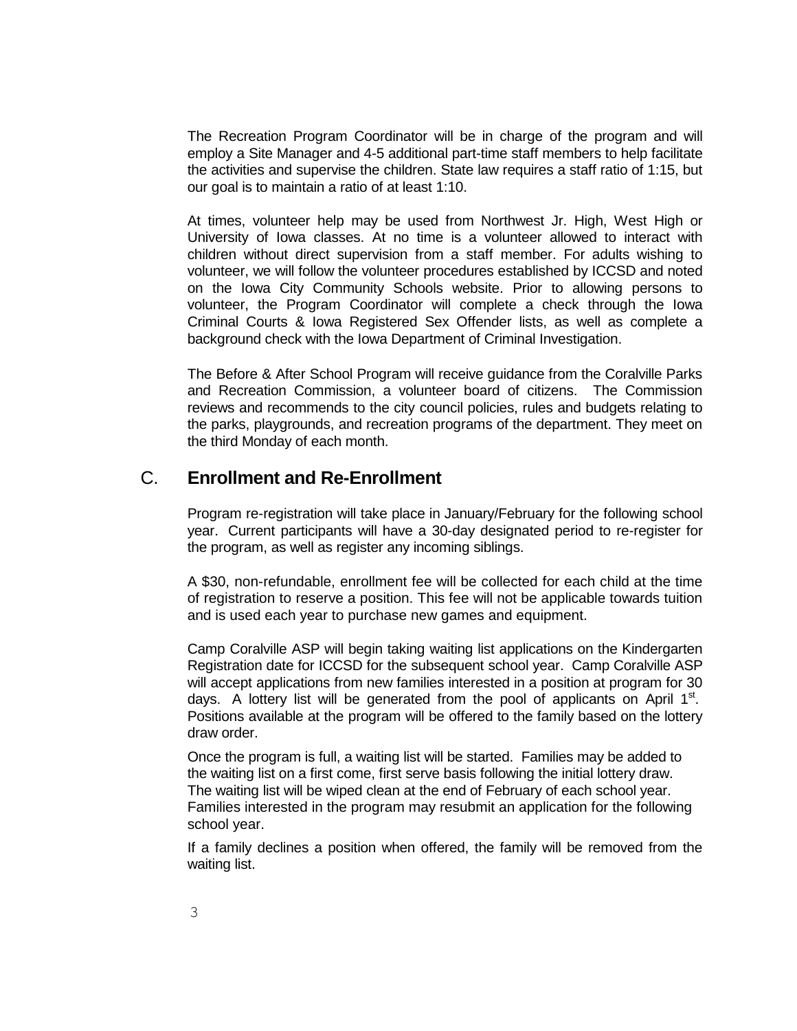The Recreation Program Coordinator will be in charge of the program and will employ a Site Manager and 4-5 additional part-time staff members to help facilitate the activities and supervise the children. State law requires a staff ratio of 1:15, but our goal is to maintain a ratio of at least 1:10.

At times, volunteer help may be used from Northwest Jr. High, West High or University of Iowa classes. At no time is a volunteer allowed to interact with children without direct supervision from a staff member. For adults wishing to volunteer, we will follow the volunteer procedures established by ICCSD and noted on the Iowa City Community Schools website. Prior to allowing persons to volunteer, the Program Coordinator will complete a check through the Iowa Criminal Courts & Iowa Registered Sex Offender lists, as well as complete a background check with the Iowa Department of Criminal Investigation.

The Before & After School Program will receive guidance from the Coralville Parks and Recreation Commission, a volunteer board of citizens. The Commission reviews and recommends to the city council policies, rules and budgets relating to the parks, playgrounds, and recreation programs of the department. They meet on the third Monday of each month.

## C. Enrollment and Re-Enrollment

Program re-registration will take place in January/February for the following school year. Current participants will have a 30-day designated period to re-register for the program, as well as register any incoming siblings.

A $30, non-refundable, enrollment fee will be collected for each child at the time of registration to reserve a position. This fee will not be applicable towards tuition and is used each year to purchase new games and equipment.

Camp Coralville ASP will begin taking waiting list applications on the Kindergarten Registration date for ICCSD for the subsequent school year. Camp Coralville ASP will accept applications from new families interested in a position at program for 30 days. A lottery list will be generated from the pool of applicants on April 1st. Positions available at the program will be offered to the family based on the lottery draw order.

Once the program is full, a waiting list will be started. Families may be added to the waiting list on a first come, first serve basis following the initial lottery draw. The waiting list will be wiped clean at the end of February of each school year. Families interested in the program may resubmit an application for the following school year.

If a family declines a position when offered, the family will be removed from the waiting list.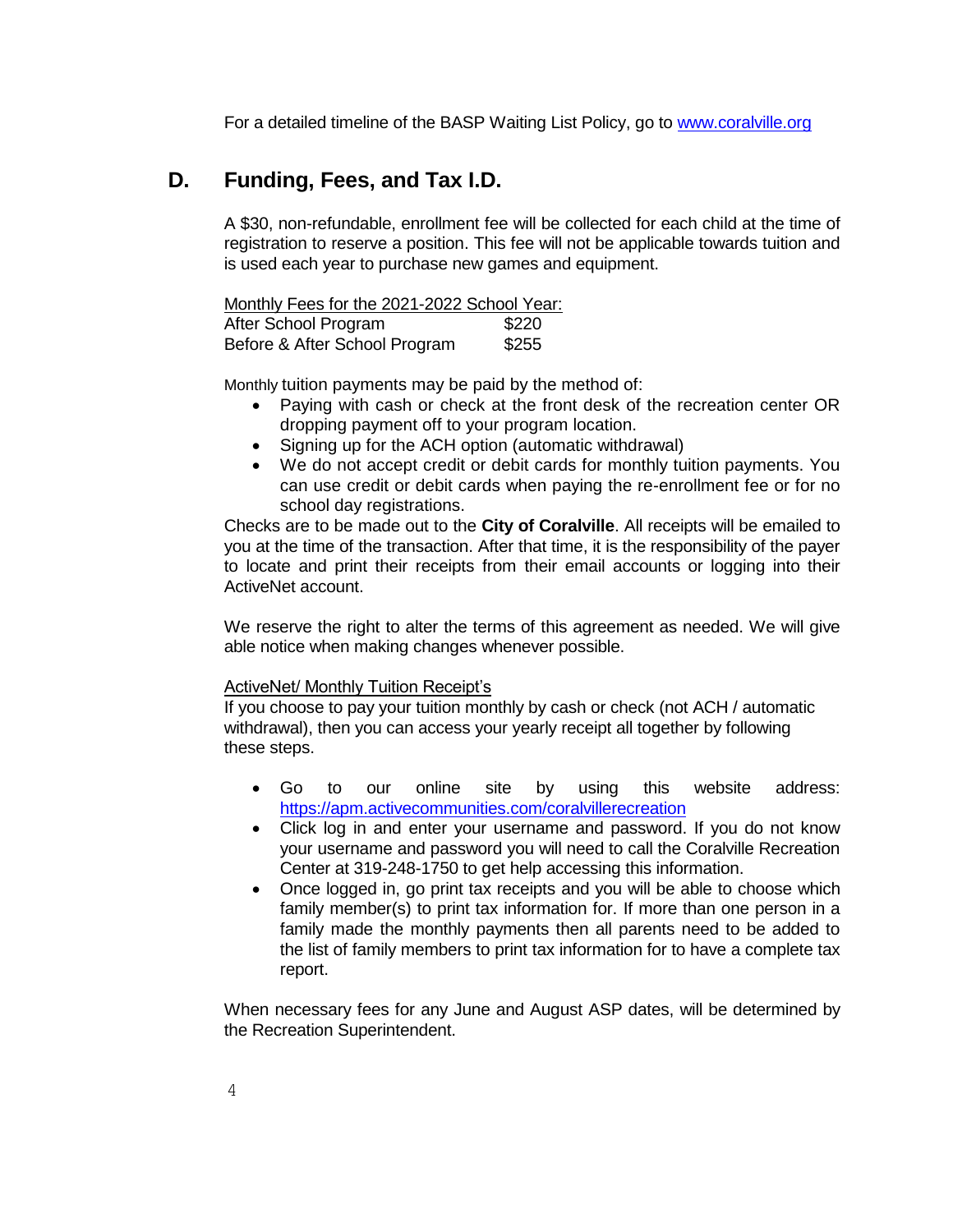For a detailed timeline of the BASP Waiting List Policy, go to [www.coralville.org](www.coralville.org)

## D. Funding, Fees, and Tax I.D.

A $30, non-refundable, enrollment fee will be collected for each child at the time of registration to reserve a position. This fee will not be applicable towards tuition and is used each year to purchase new games and equipment.

Monthly Fees for the 2021-2022 School Year:

| Program | Fee |
|---|---|
| After School Program | $220 |
| Before & After School Program | $255 |

Monthly tuition payments may be paid by the method of:

- Paying with cash or check at the front desk of the recreation center OR dropping payment off to your program location.
- Signing up for the ACH option (automatic withdrawal)
- We do not accept credit or debit cards for monthly tuition payments. You can use credit or debit cards when paying the re-enrollment fee or for no school day registrations.

Checks are to be made out to the **City of Coralville**. All receipts will be emailed to you at the time of the transaction. After that time, it is the responsibility of the payer to locate and print their receipts from their email accounts or logging into their ActiveNet account.

We reserve the right to alter the terms of this agreement as needed. We will give able notice when making changes whenever possible.

ActiveNet/ Monthly Tuition Receipt's

If you choose to pay your tuition monthly by cash or check (not ACH / automatic withdrawal), then you can access your yearly receipt all together by following these steps.

- Go to our online site by using this website address: [https://apm.activecommunities.com/coralvillerecreation](https://apm.activecommunities.com/coralvillerecreation)
- Click log in and enter your username and password. If you do not know your username and password you will need to call the Coralville Recreation Center at 319-248-1750 to get help accessing this information.
- Once logged in, go print tax receipts and you will be able to choose which family member(s) to print tax information for. If more than one person in a family made the monthly payments then all parents need to be added to the list of family members to print tax information for to have a complete tax report.

When necessary fees for any June and August ASP dates, will be determined by the Recreation Superintendent.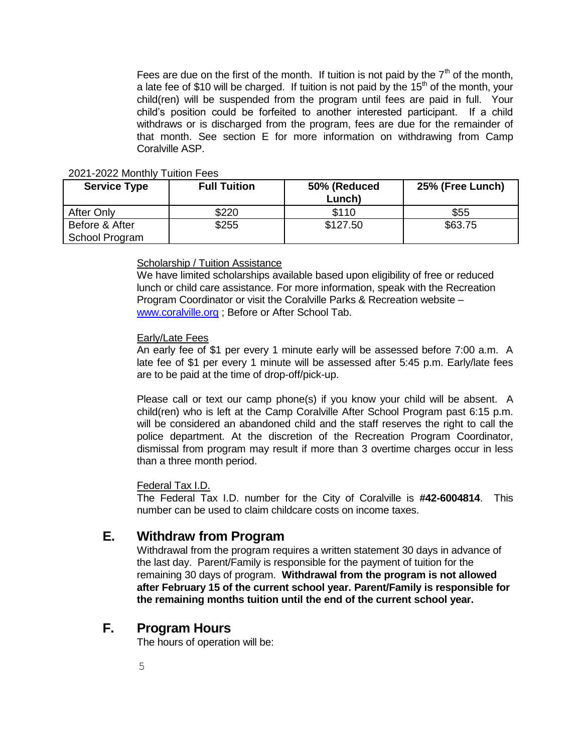Fees are due on the first of the month. If tuition is not paid by the 7th of the month, a late fee of $10 will be charged. If tuition is not paid by the 15th of the month, your child(ren) will be suspended from the program until fees are paid in full. Your child's position could be forfeited to another interested participant. If a child withdraws or is discharged from the program, fees are due for the remainder of that month. See section E for more information on withdrawing from Camp Coralville ASP.

2021-2022 Monthly Tuition Fees

| Service Type | Full Tuition | 50% (Reduced Lunch) | 25% (Free Lunch) |
|---|---|---|---|
| After Only | $220 | $110 | $55 |
| Before & After School Program | $255 | $127.50 | $63.75 |

Scholarship / Tuition Assistance

We have limited scholarships available based upon eligibility of free or reduced lunch or child care assistance. For more information, speak with the Recreation Program Coordinator or visit the Coralville Parks & Recreation website – [www.coralville.org](http://www.coralville.org) ; Before or After School Tab.

Early/Late Fees

An early fee of $1 per every 1 minute early will be assessed before 7:00 a.m. A late fee of $1 per every 1 minute will be assessed after 5:45 p.m. Early/late fees are to be paid at the time of drop-off/pick-up.

Please call or text our camp phone(s) if you know your child will be absent. A child(ren) who is left at the Camp Coralville After School Program past 6:15 p.m. will be considered an abandoned child and the staff reserves the right to call the police department. At the discretion of the Recreation Program Coordinator, dismissal from program may result if more than 3 overtime charges occur in less than a three month period.

Federal Tax I.D.

The Federal Tax I.D. number for the City of Coralville is **#42-6004814**. This number can be used to claim childcare costs on income taxes.

## E. Withdraw from Program

Withdrawal from the program requires a written statement 30 days in advance of the last day. Parent/Family is responsible for the payment of tuition for the remaining 30 days of program. **Withdrawal from the program is not allowed after February 15 of the current school year. Parent/Family is responsible for the remaining months tuition until the end of the current school year.**

## F. Program Hours

The hours of operation will be: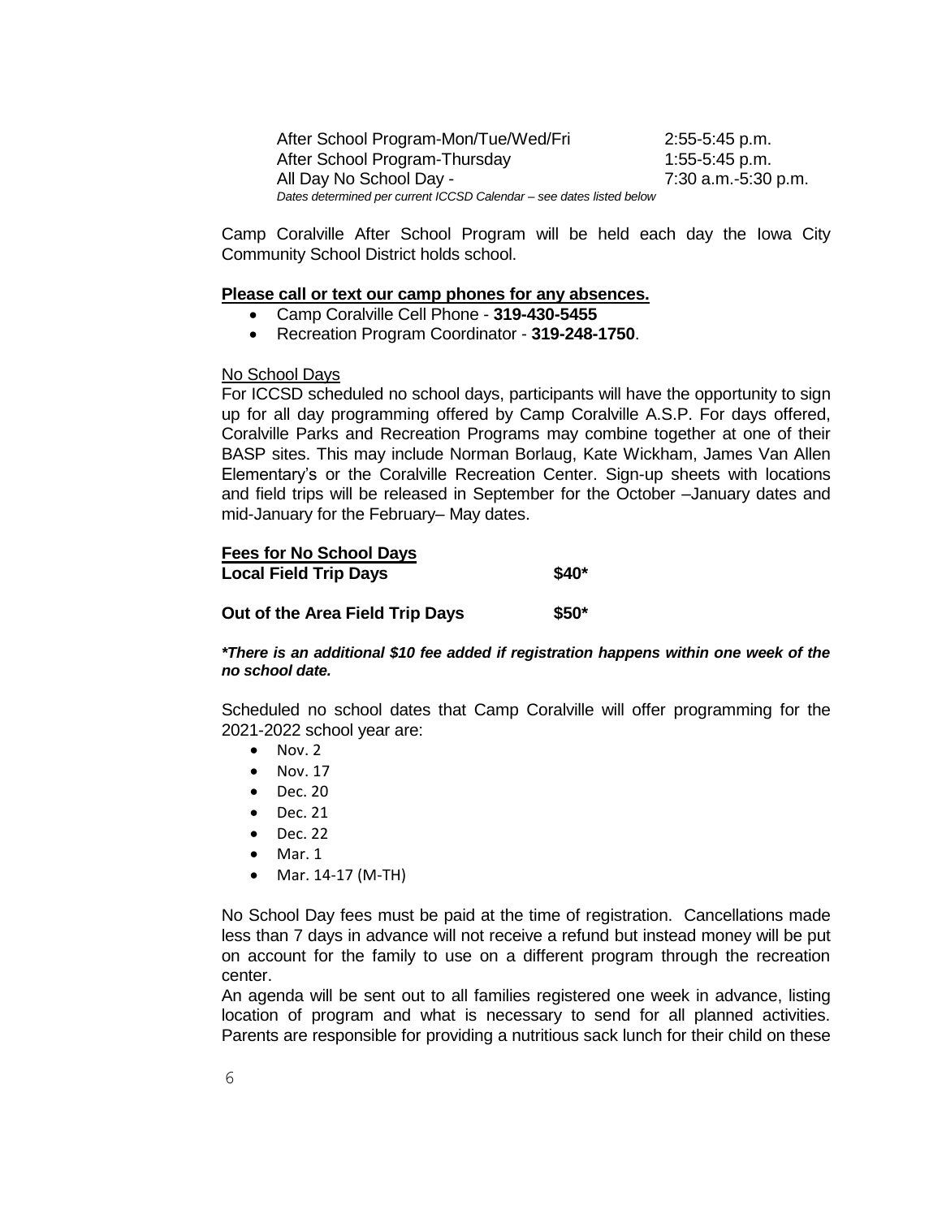| After School Program-Mon/Tue/Wed/Fri | 2:55-5:45 p.m. |
| --- | --- |
| After School Program-Thursday | 1:55-5:45 p.m. |
| All Day No School Day - | 7:30 a.m.-5:30 p.m. |

*Dates determined per current ICCSD Calendar – see dates listed below*

Camp Coralville After School Program will be held each day the Iowa City Community School District holds school.

**Please call or text our camp phones for any absences.**

- Camp Coralville Cell Phone - **319-430-5455**
- Recreation Program Coordinator - **319-248-1750**.

No School Days

For ICCSD scheduled no school days, participants will have the opportunity to sign up for all day programming offered by Camp Coralville A.S.P. For days offered, Coralville Parks and Recreation Programs may combine together at one of their BASP sites. This may include Norman Borlaug, Kate Wickham, James Van Allen Elementary's or the Coralville Recreation Center. Sign-up sheets with locations and field trips will be released in September for the October –January dates and mid-January for the February– May dates.

**Fees for No School Days**

| **Local Field Trip Days** | **$40*** |
| --- | --- |
| **Out of the Area Field Trip Days** | **$50*** |

***There is an additional $10 fee added if registration happens within one week of the no school date.***

Scheduled no school dates that Camp Coralville will offer programming for the 2021-2022 school year are:

- Nov. 2
- Nov. 17
- Dec. 20
- Dec. 21
- Dec. 22
- Mar. 1
- Mar. 14-17 (M-TH)

No School Day fees must be paid at the time of registration. Cancellations made less than 7 days in advance will not receive a refund but instead money will be put on account for the family to use on a different program through the recreation center.

An agenda will be sent out to all families registered one week in advance, listing location of program and what is necessary to send for all planned activities. Parents are responsible for providing a nutritious sack lunch for their child on these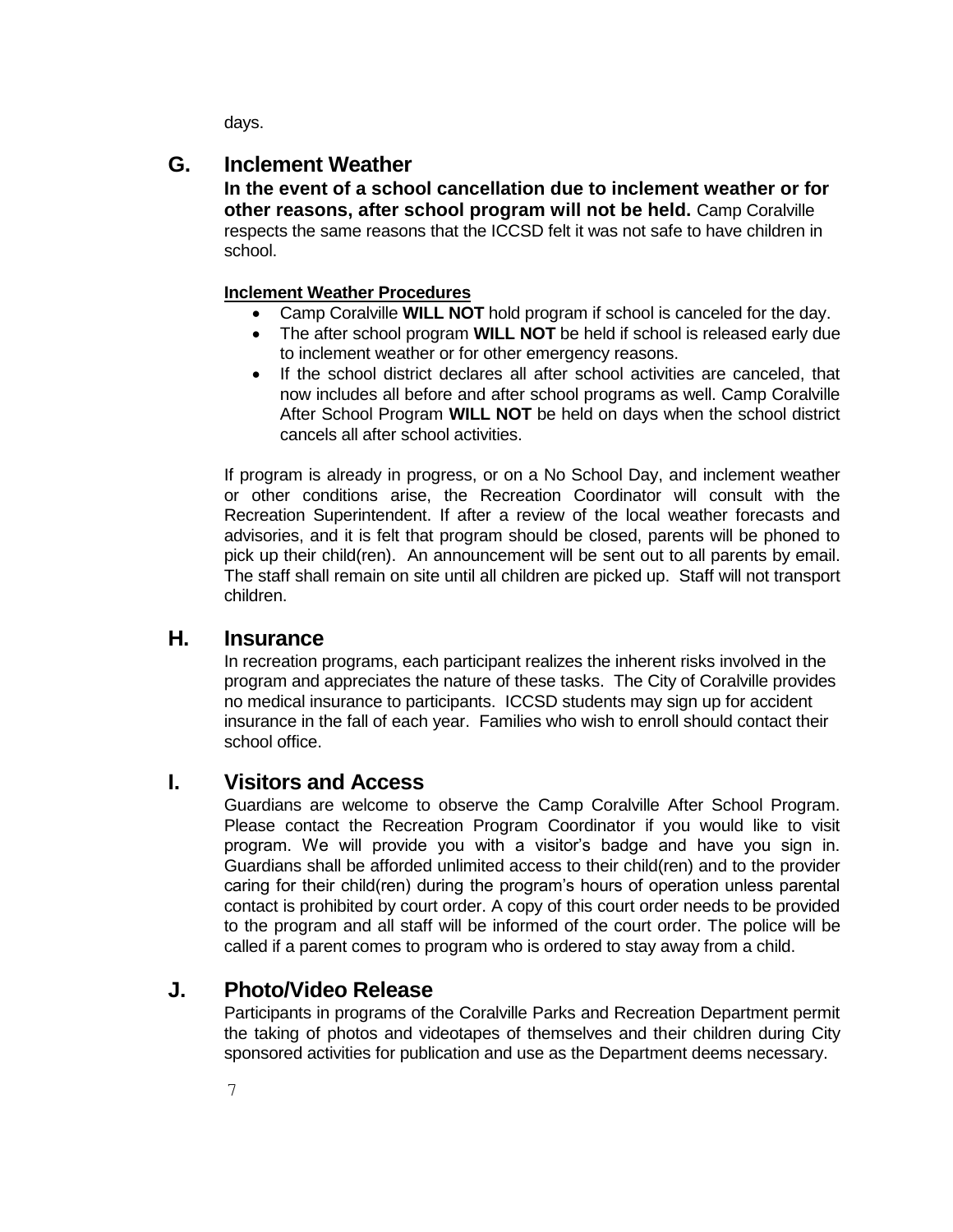days.

## G. Inclement Weather

**In the event of a school cancellation due to inclement weather or for other reasons, after school program will not be held.** Camp Coralville respects the same reasons that the ICCSD felt it was not safe to have children in school.

**Inclement Weather Procedures**

- Camp Coralville **WILL NOT** hold program if school is canceled for the day.
- The after school program **WILL NOT** be held if school is released early due to inclement weather or for other emergency reasons.
- If the school district declares all after school activities are canceled, that now includes all before and after school programs as well. Camp Coralville After School Program **WILL NOT** be held on days when the school district cancels all after school activities.

If program is already in progress, or on a No School Day, and inclement weather or other conditions arise, the Recreation Coordinator will consult with the Recreation Superintendent. If after a review of the local weather forecasts and advisories, and it is felt that program should be closed, parents will be phoned to pick up their child(ren). An announcement will be sent out to all parents by email. The staff shall remain on site until all children are picked up. Staff will not transport children.

## H. Insurance

In recreation programs, each participant realizes the inherent risks involved in the program and appreciates the nature of these tasks. The City of Coralville provides no medical insurance to participants. ICCSD students may sign up for accident insurance in the fall of each year. Families who wish to enroll should contact their school office.

## I. Visitors and Access

Guardians are welcome to observe the Camp Coralville After School Program. Please contact the Recreation Program Coordinator if you would like to visit program. We will provide you with a visitor's badge and have you sign in. Guardians shall be afforded unlimited access to their child(ren) and to the provider caring for their child(ren) during the program's hours of operation unless parental contact is prohibited by court order. A copy of this court order needs to be provided to the program and all staff will be informed of the court order. The police will be called if a parent comes to program who is ordered to stay away from a child.

## J. Photo/Video Release

Participants in programs of the Coralville Parks and Recreation Department permit the taking of photos and videotapes of themselves and their children during City sponsored activities for publication and use as the Department deems necessary.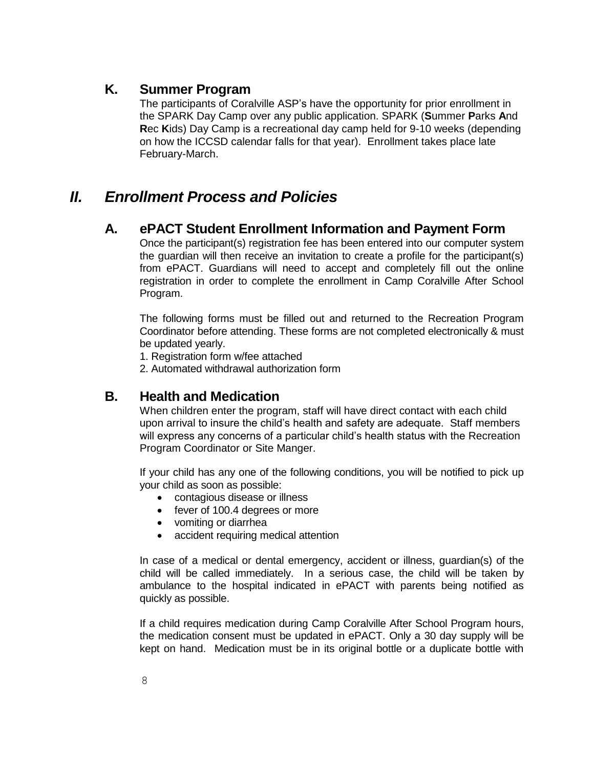### K. Summer Program

The participants of Coralville ASP's have the opportunity for prior enrollment in the SPARK Day Camp over any public application. SPARK (**S**ummer **P**arks **A**nd **R**ec **K**ids) Day Camp is a recreational day camp held for 9-10 weeks (depending on how the ICCSD calendar falls for that year). Enrollment takes place late February-March.

## *II. Enrollment Process and Policies*

### A. ePACT Student Enrollment Information and Payment Form

Once the participant(s) registration fee has been entered into our computer system the guardian will then receive an invitation to create a profile for the participant(s) from ePACT. Guardians will need to accept and completely fill out the online registration in order to complete the enrollment in Camp Coralville After School Program.

The following forms must be filled out and returned to the Recreation Program Coordinator before attending. These forms are not completed electronically & must be updated yearly.

1. Registration form w/fee attached
2. Automated withdrawal authorization form

### B. Health and Medication

When children enter the program, staff will have direct contact with each child upon arrival to insure the child's health and safety are adequate. Staff members will express any concerns of a particular child's health status with the Recreation Program Coordinator or Site Manger.

If your child has any one of the following conditions, you will be notified to pick up your child as soon as possible:

- contagious disease or illness
- fever of 100.4 degrees or more
- vomiting or diarrhea
- accident requiring medical attention

In case of a medical or dental emergency, accident or illness, guardian(s) of the child will be called immediately. In a serious case, the child will be taken by ambulance to the hospital indicated in ePACT with parents being notified as quickly as possible.

If a child requires medication during Camp Coralville After School Program hours, the medication consent must be updated in ePACT. Only a 30 day supply will be kept on hand. Medication must be in its original bottle or a duplicate bottle with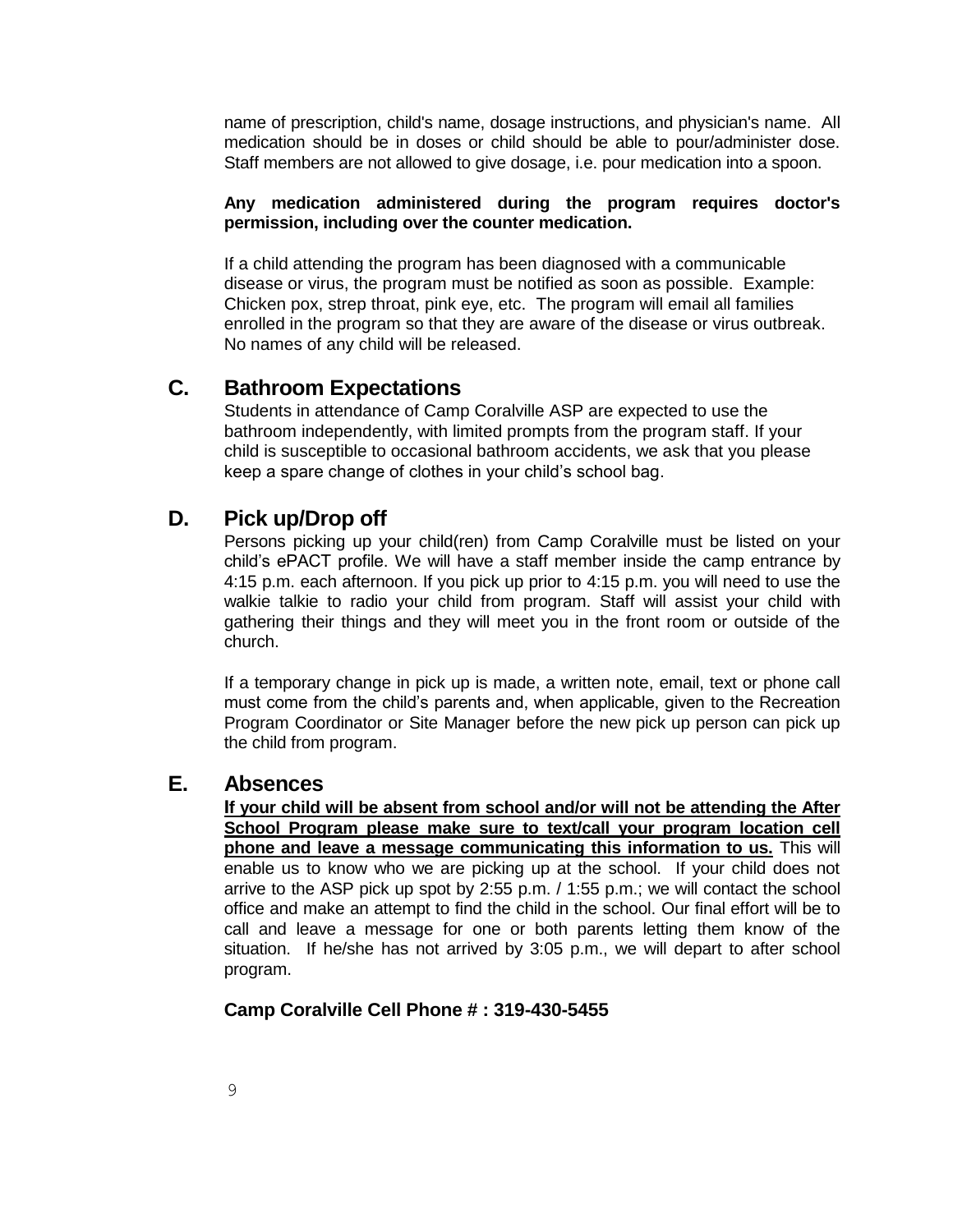name of prescription, child's name, dosage instructions, and physician's name. All medication should be in doses or child should be able to pour/administer dose. Staff members are not allowed to give dosage, i.e. pour medication into a spoon.

**Any medication administered during the program requires doctor's permission, including over the counter medication.**

If a child attending the program has been diagnosed with a communicable disease or virus, the program must be notified as soon as possible. Example: Chicken pox, strep throat, pink eye, etc. The program will email all families enrolled in the program so that they are aware of the disease or virus outbreak. No names of any child will be released.

## C. Bathroom Expectations

Students in attendance of Camp Coralville ASP are expected to use the bathroom independently, with limited prompts from the program staff. If your child is susceptible to occasional bathroom accidents, we ask that you please keep a spare change of clothes in your child's school bag.

## D. Pick up/Drop off

Persons picking up your child(ren) from Camp Coralville must be listed on your child's ePACT profile. We will have a staff member inside the camp entrance by 4:15 p.m. each afternoon. If you pick up prior to 4:15 p.m. you will need to use the walkie talkie to radio your child from program. Staff will assist your child with gathering their things and they will meet you in the front room or outside of the church.

If a temporary change in pick up is made, a written note, email, text or phone call must come from the child's parents and, when applicable, given to the Recreation Program Coordinator or Site Manager before the new pick up person can pick up the child from program.

## E. Absences

**If your child will be absent from school and/or will not be attending the After School Program please make sure to text/call your program location cell phone and leave a message communicating this information to us.** This will enable us to know who we are picking up at the school. If your child does not arrive to the ASP pick up spot by 2:55 p.m. / 1:55 p.m.; we will contact the school office and make an attempt to find the child in the school. Our final effort will be to call and leave a message for one or both parents letting them know of the situation. If he/she has not arrived by 3:05 p.m., we will depart to after school program.

**Camp Coralville Cell Phone # : 319-430-5455**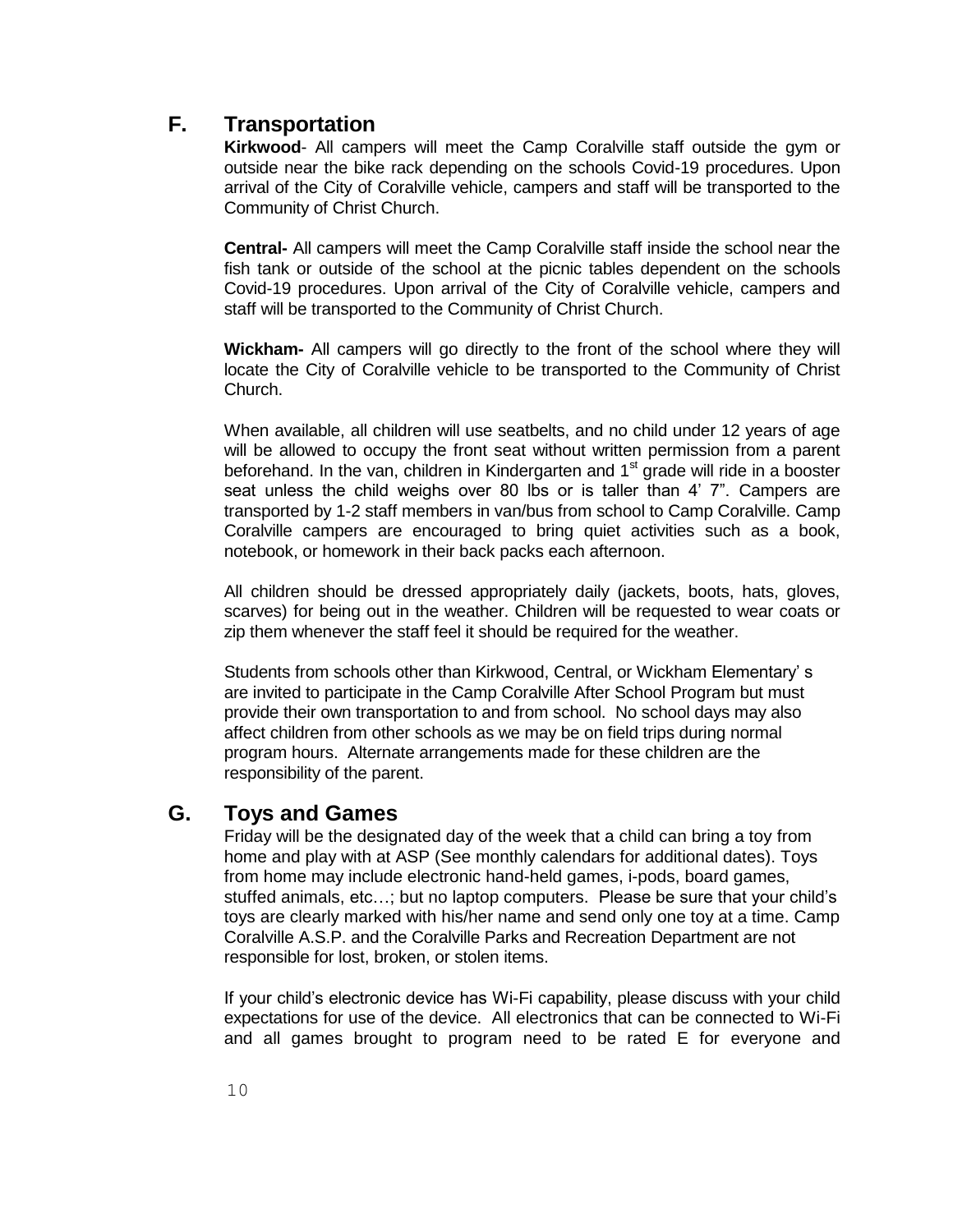## F. Transportation

**Kirkwood**- All campers will meet the Camp Coralville staff outside the gym or outside near the bike rack depending on the schools Covid-19 procedures. Upon arrival of the City of Coralville vehicle, campers and staff will be transported to the Community of Christ Church.

**Central-** All campers will meet the Camp Coralville staff inside the school near the fish tank or outside of the school at the picnic tables dependent on the schools Covid-19 procedures. Upon arrival of the City of Coralville vehicle, campers and staff will be transported to the Community of Christ Church.

**Wickham-** All campers will go directly to the front of the school where they will locate the City of Coralville vehicle to be transported to the Community of Christ Church.

When available, all children will use seatbelts, and no child under 12 years of age will be allowed to occupy the front seat without written permission from a parent beforehand. In the van, children in Kindergarten and 1st grade will ride in a booster seat unless the child weighs over 80 lbs or is taller than 4' 7". Campers are transported by 1-2 staff members in van/bus from school to Camp Coralville. Camp Coralville campers are encouraged to bring quiet activities such as a book, notebook, or homework in their back packs each afternoon.

All children should be dressed appropriately daily (jackets, boots, hats, gloves, scarves) for being out in the weather. Children will be requested to wear coats or zip them whenever the staff feel it should be required for the weather.

Students from schools other than Kirkwood, Central, or Wickham Elementary' s are invited to participate in the Camp Coralville After School Program but must provide their own transportation to and from school. No school days may also affect children from other schools as we may be on field trips during normal program hours. Alternate arrangements made for these children are the responsibility of the parent.

## G. Toys and Games

Friday will be the designated day of the week that a child can bring a toy from home and play with at ASP (See monthly calendars for additional dates). Toys from home may include electronic hand-held games, i-pods, board games, stuffed animals, etc…; but no laptop computers. Please be sure that your child's toys are clearly marked with his/her name and send only one toy at a time. Camp Coralville A.S.P. and the Coralville Parks and Recreation Department are not responsible for lost, broken, or stolen items.

If your child's electronic device has Wi-Fi capability, please discuss with your child expectations for use of the device. All electronics that can be connected to Wi-Fi and all games brought to program need to be rated E for everyone and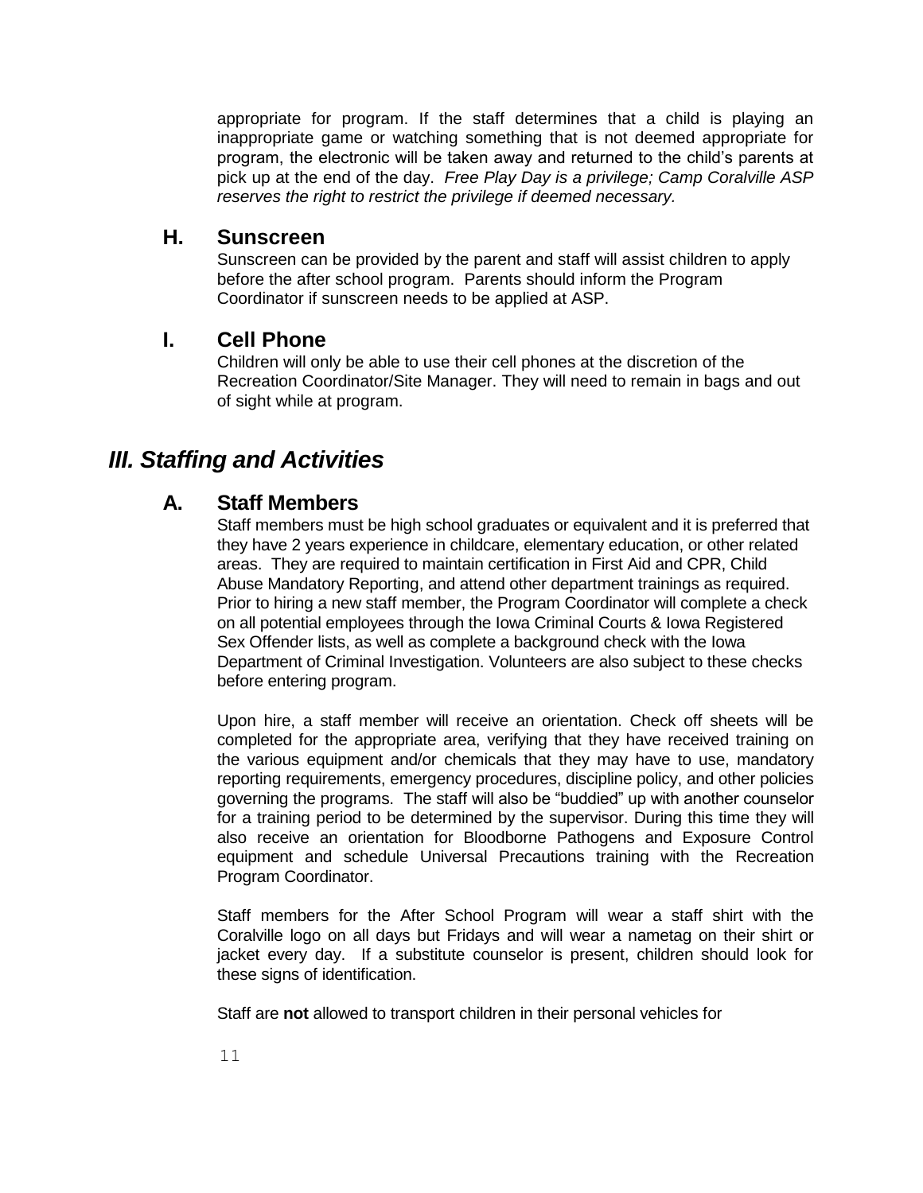appropriate for program. If the staff determines that a child is playing an inappropriate game or watching something that is not deemed appropriate for program, the electronic will be taken away and returned to the child's parents at pick up at the end of the day. *Free Play Day is a privilege; Camp Coralville ASP reserves the right to restrict the privilege if deemed necessary.*

### H. Sunscreen

Sunscreen can be provided by the parent and staff will assist children to apply before the after school program. Parents should inform the Program Coordinator if sunscreen needs to be applied at ASP.

### I. Cell Phone

Children will only be able to use their cell phones at the discretion of the Recreation Coordinator/Site Manager. They will need to remain in bags and out of sight while at program.

## *III. Staffing and Activities*

### A. Staff Members

Staff members must be high school graduates or equivalent and it is preferred that they have 2 years experience in childcare, elementary education, or other related areas. They are required to maintain certification in First Aid and CPR, Child Abuse Mandatory Reporting, and attend other department trainings as required. Prior to hiring a new staff member, the Program Coordinator will complete a check on all potential employees through the Iowa Criminal Courts & Iowa Registered Sex Offender lists, as well as complete a background check with the Iowa Department of Criminal Investigation. Volunteers are also subject to these checks before entering program.

Upon hire, a staff member will receive an orientation. Check off sheets will be completed for the appropriate area, verifying that they have received training on the various equipment and/or chemicals that they may have to use, mandatory reporting requirements, emergency procedures, discipline policy, and other policies governing the programs. The staff will also be "buddied" up with another counselor for a training period to be determined by the supervisor. During this time they will also receive an orientation for Bloodborne Pathogens and Exposure Control equipment and schedule Universal Precautions training with the Recreation Program Coordinator.

Staff members for the After School Program will wear a staff shirt with the Coralville logo on all days but Fridays and will wear a nametag on their shirt or jacket every day. If a substitute counselor is present, children should look for these signs of identification.

Staff are **not** allowed to transport children in their personal vehicles for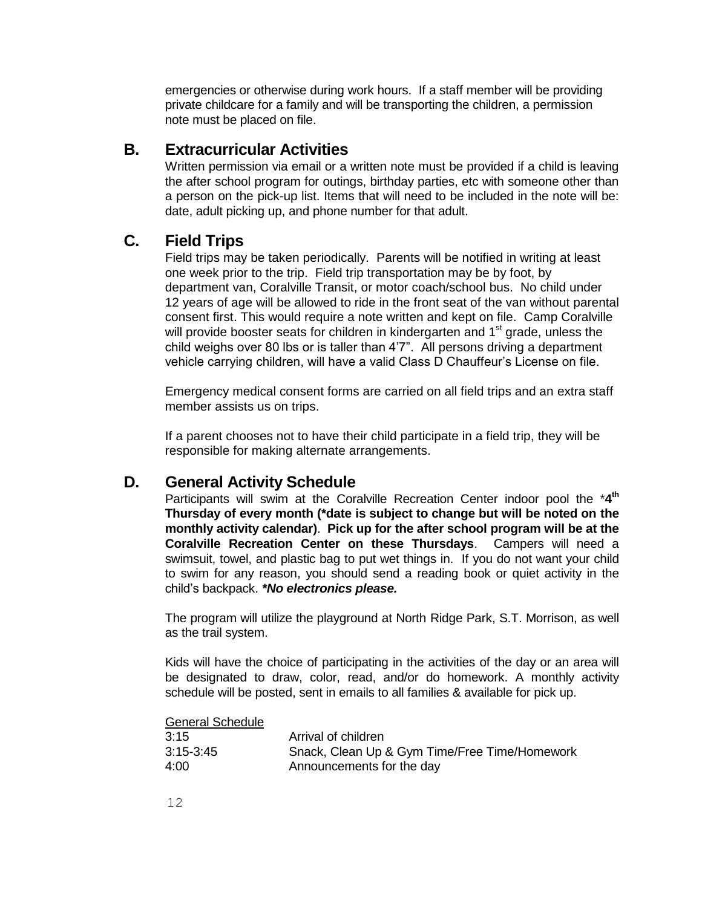emergencies or otherwise during work hours. If a staff member will be providing private childcare for a family and will be transporting the children, a permission note must be placed on file.

## B. Extracurricular Activities

Written permission via email or a written note must be provided if a child is leaving the after school program for outings, birthday parties, etc with someone other than a person on the pick-up list. Items that will need to be included in the note will be: date, adult picking up, and phone number for that adult.

## C. Field Trips

Field trips may be taken periodically. Parents will be notified in writing at least one week prior to the trip. Field trip transportation may be by foot, by department van, Coralville Transit, or motor coach/school bus. No child under 12 years of age will be allowed to ride in the front seat of the van without parental consent first. This would require a note written and kept on file. Camp Coralville will provide booster seats for children in kindergarten and 1st grade, unless the child weighs over 80 lbs or is taller than 4'7". All persons driving a department vehicle carrying children, will have a valid Class D Chauffeur's License on file.

Emergency medical consent forms are carried on all field trips and an extra staff member assists us on trips.

If a parent chooses not to have their child participate in a field trip, they will be responsible for making alternate arrangements.

## D. General Activity Schedule

Participants will swim at the Coralville Recreation Center indoor pool the ***4th Thursday of every month (*date is subject to change but will be noted on the monthly activity calendar)**. **Pick up for the after school program will be at the Coralville Recreation Center on these Thursdays**. Campers will need a swimsuit, towel, and plastic bag to put wet things in. If you do not want your child to swim for any reason, you should send a reading book or quiet activity in the child's backpack. ***\*No electronics please.***

The program will utilize the playground at North Ridge Park, S.T. Morrison, as well as the trail system.

Kids will have the choice of participating in the activities of the day or an area will be designated to draw, color, read, and/or do homework. A monthly activity schedule will be posted, sent in emails to all families & available for pick up.

General Schedule

| | |
|---|---|
| 3:15 | Arrival of children |
| 3:15-3:45 | Snack, Clean Up & Gym Time/Free Time/Homework |
| 4:00 | Announcements for the day |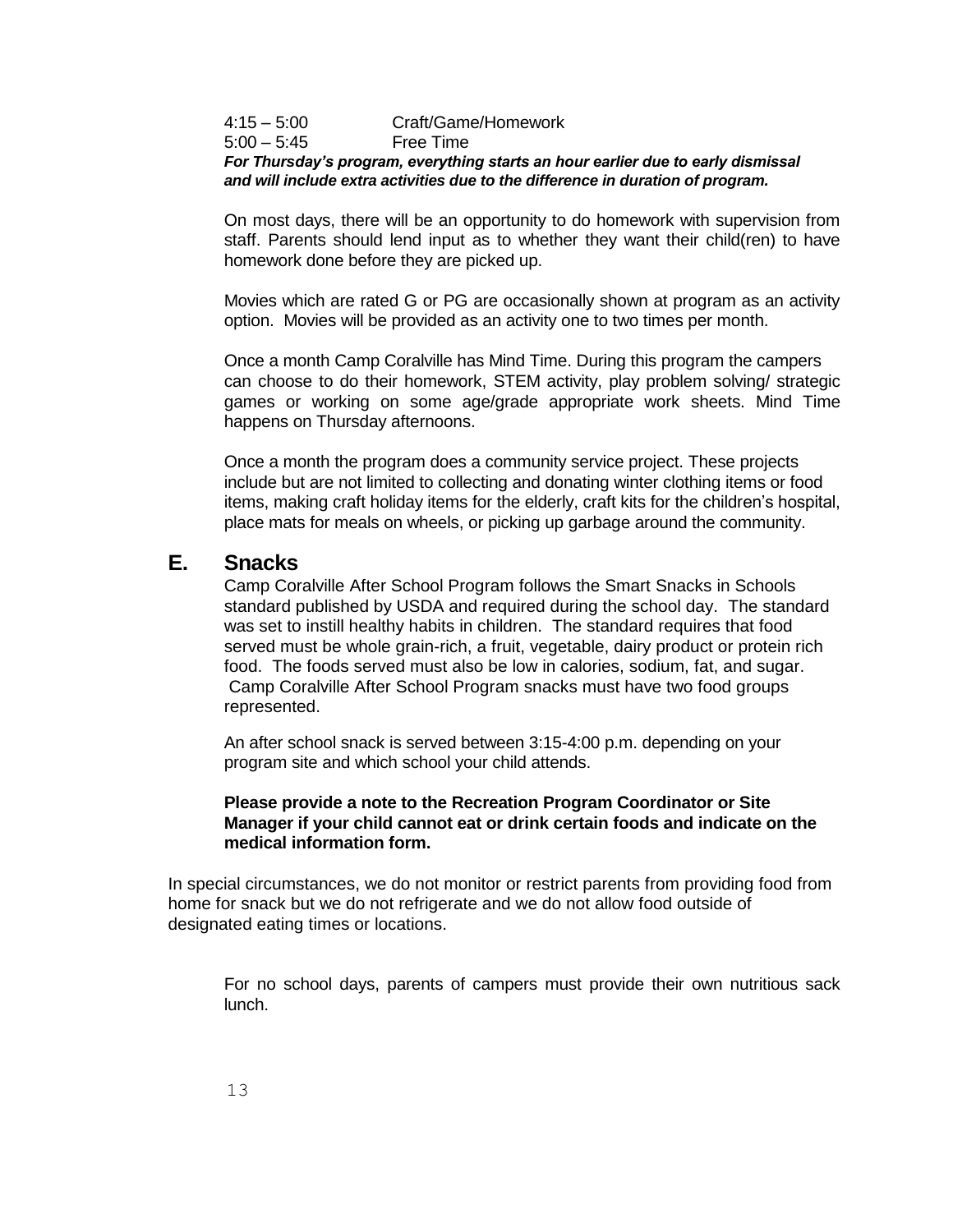4:15 – 5:00 Craft/Game/Homework
5:00 – 5:45 Free Time

***For Thursday's program, everything starts an hour earlier due to early dismissal and will include extra activities due to the difference in duration of program.***

On most days, there will be an opportunity to do homework with supervision from staff. Parents should lend input as to whether they want their child(ren) to have homework done before they are picked up.

Movies which are rated G or PG are occasionally shown at program as an activity option. Movies will be provided as an activity one to two times per month.

Once a month Camp Coralville has Mind Time. During this program the campers can choose to do their homework, STEM activity, play problem solving/ strategic games or working on some age/grade appropriate work sheets. Mind Time happens on Thursday afternoons.

Once a month the program does a community service project. These projects include but are not limited to collecting and donating winter clothing items or food items, making craft holiday items for the elderly, craft kits for the children's hospital, place mats for meals on wheels, or picking up garbage around the community.

## E. Snacks

Camp Coralville After School Program follows the Smart Snacks in Schools standard published by USDA and required during the school day. The standard was set to instill healthy habits in children. The standard requires that food served must be whole grain-rich, a fruit, vegetable, dairy product or protein rich food. The foods served must also be low in calories, sodium, fat, and sugar. Camp Coralville After School Program snacks must have two food groups represented.

An after school snack is served between 3:15-4:00 p.m. depending on your program site and which school your child attends.

**Please provide a note to the Recreation Program Coordinator or Site Manager if your child cannot eat or drink certain foods and indicate on the medical information form.**

In special circumstances, we do not monitor or restrict parents from providing food from home for snack but we do not refrigerate and we do not allow food outside of designated eating times or locations.

For no school days, parents of campers must provide their own nutritious sack lunch.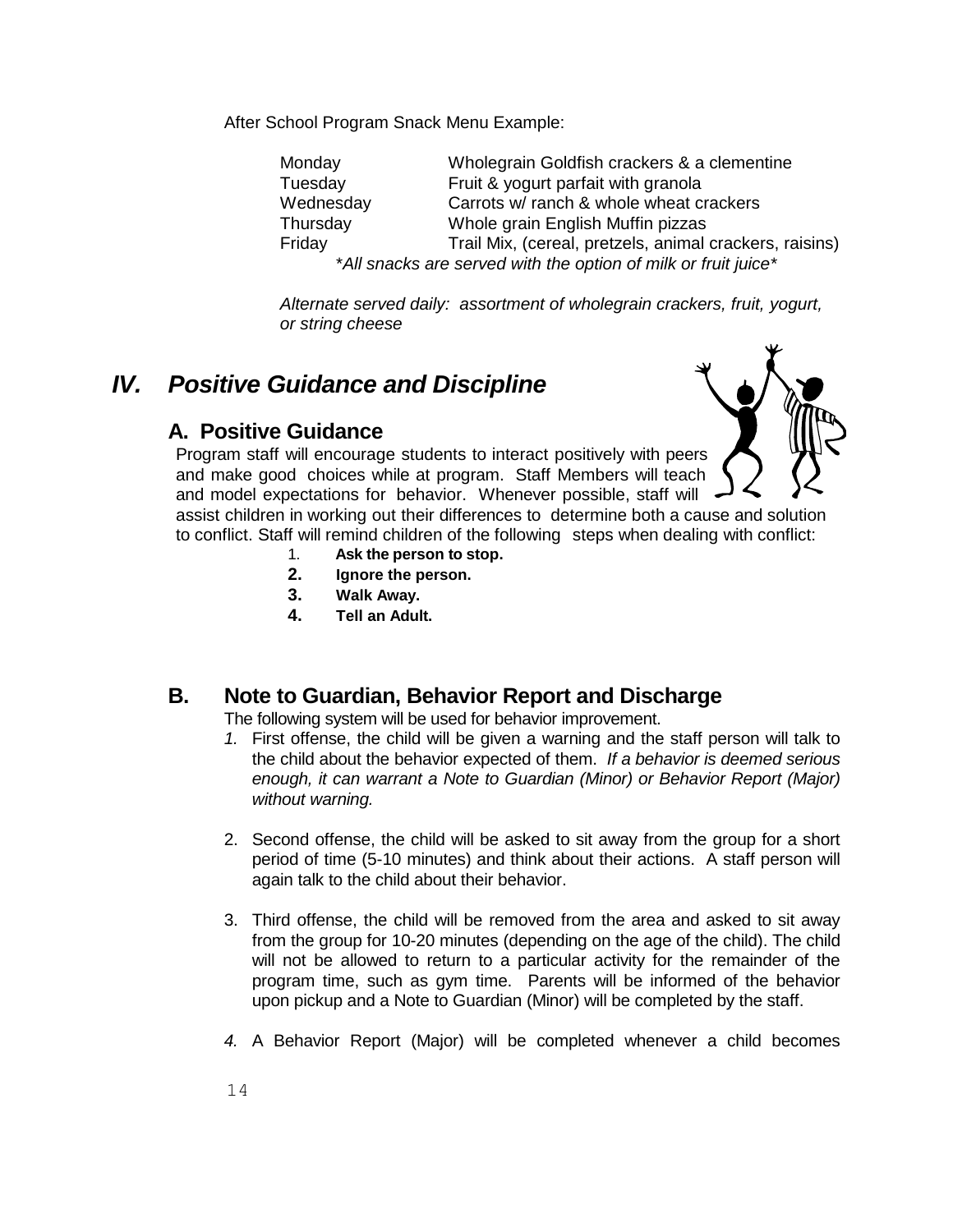After School Program Snack Menu Example:

| | |
|---|---|
| Monday | Wholegrain Goldfish crackers & a clementine |
| Tuesday | Fruit & yogurt parfait with granola |
| Wednesday | Carrots w/ ranch & whole wheat crackers |
| Thursday | Whole grain English Muffin pizzas |
| Friday | Trail Mix, (cereal, pretzels, animal crackers, raisins) |

*\*All snacks are served with the option of milk or fruit juice\**

*Alternate served daily: assortment of wholegrain crackers, fruit, yogurt, or string cheese*

# *IV. Positive Guidance and Discipline*

## A. Positive Guidance

Program staff will encourage students to interact positively with peers and make good choices while at program. Staff Members will teach and model expectations for behavior. Whenever possible, staff will assist children in working out their differences to determine both a cause and solution to conflict. Staff will remind children of the following steps when dealing with conflict:

1. **Ask the person to stop.**
2. **Ignore the person.**
3. **Walk Away.**
4. **Tell an Adult.**

## B. Note to Guardian, Behavior Report and Discharge

The following system will be used for behavior improvement.

1. First offense, the child will be given a warning and the staff person will talk to the child about the behavior expected of them. *If a behavior is deemed serious enough, it can warrant a Note to Guardian (Minor) or Behavior Report (Major) without warning.*

2. Second offense, the child will be asked to sit away from the group for a short period of time (5-10 minutes) and think about their actions. A staff person will again talk to the child about their behavior.

3. Third offense, the child will be removed from the area and asked to sit away from the group for 10-20 minutes (depending on the age of the child). The child will not be allowed to return to a particular activity for the remainder of the program time, such as gym time. Parents will be informed of the behavior upon pickup and a Note to Guardian (Minor) will be completed by the staff.

4. A Behavior Report (Major) will be completed whenever a child becomes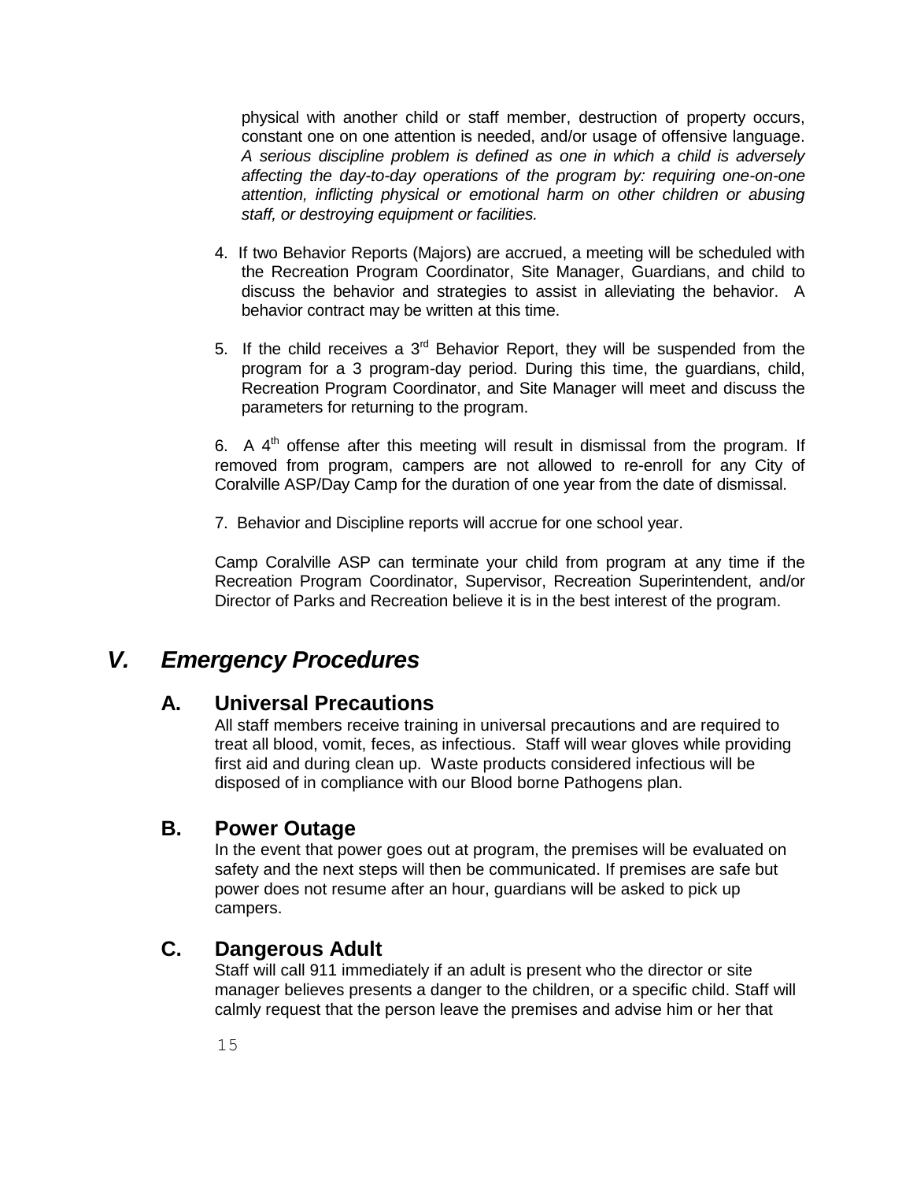physical with another child or staff member, destruction of property occurs, constant one on one attention is needed, and/or usage of offensive language. *A serious discipline problem is defined as one in which a child is adversely affecting the day-to-day operations of the program by: requiring one-on-one attention, inflicting physical or emotional harm on other children or abusing staff, or destroying equipment or facilities.*

4. If two Behavior Reports (Majors) are accrued, a meeting will be scheduled with the Recreation Program Coordinator, Site Manager, Guardians, and child to discuss the behavior and strategies to assist in alleviating the behavior. A behavior contract may be written at this time.

5. If the child receives a 3rd Behavior Report, they will be suspended from the program for a 3 program-day period. During this time, the guardians, child, Recreation Program Coordinator, and Site Manager will meet and discuss the parameters for returning to the program.

6. A 4th offense after this meeting will result in dismissal from the program. If removed from program, campers are not allowed to re-enroll for any City of Coralville ASP/Day Camp for the duration of one year from the date of dismissal.

7. Behavior and Discipline reports will accrue for one school year.

Camp Coralville ASP can terminate your child from program at any time if the Recreation Program Coordinator, Supervisor, Recreation Superintendent, and/or Director of Parks and Recreation believe it is in the best interest of the program.

# *V. Emergency Procedures*

## A. Universal Precautions

All staff members receive training in universal precautions and are required to treat all blood, vomit, feces, as infectious. Staff will wear gloves while providing first aid and during clean up. Waste products considered infectious will be disposed of in compliance with our Blood borne Pathogens plan.

## B. Power Outage

In the event that power goes out at program, the premises will be evaluated on safety and the next steps will then be communicated. If premises are safe but power does not resume after an hour, guardians will be asked to pick up campers.

## C. Dangerous Adult

Staff will call 911 immediately if an adult is present who the director or site manager believes presents a danger to the children, or a specific child. Staff will calmly request that the person leave the premises and advise him or her that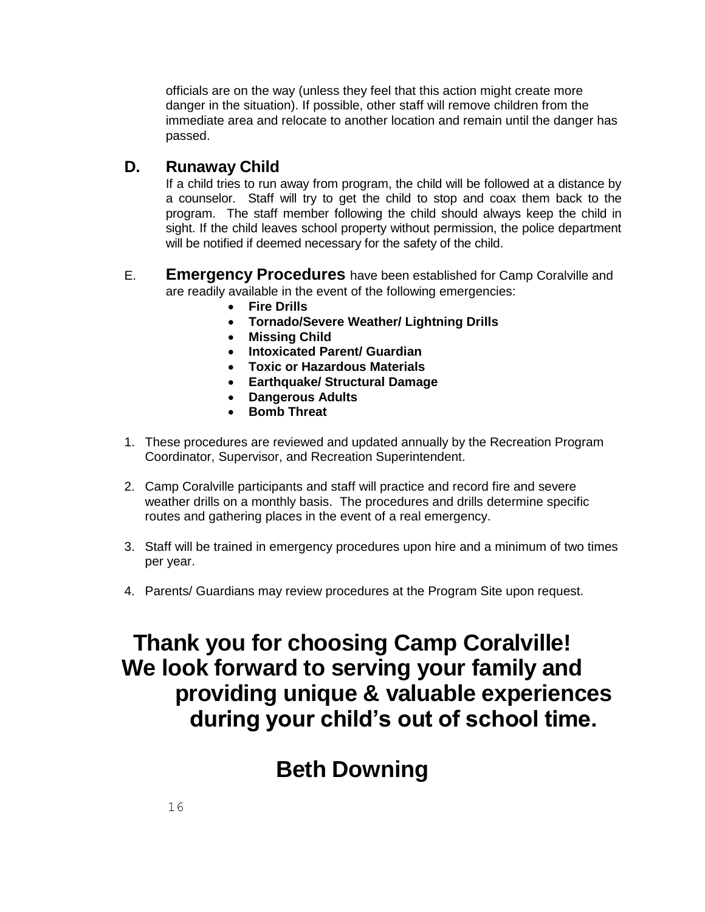officials are on the way (unless they feel that this action might create more danger in the situation). If possible, other staff will remove children from the immediate area and relocate to another location and remain until the danger has passed.

## D. Runaway Child

If a child tries to run away from program, the child will be followed at a distance by a counselor. Staff will try to get the child to stop and coax them back to the program. The staff member following the child should always keep the child in sight. If the child leaves school property without permission, the police department will be notified if deemed necessary for the safety of the child.

E. **Emergency Procedures** have been established for Camp Coralville and are readily available in the event of the following emergencies:

- **Fire Drills**
- **Tornado/Severe Weather/ Lightning Drills**
- **Missing Child**
- **Intoxicated Parent/ Guardian**
- **Toxic or Hazardous Materials**
- **Earthquake/ Structural Damage**
- **Dangerous Adults**
- **Bomb Threat**

1. These procedures are reviewed and updated annually by the Recreation Program Coordinator, Supervisor, and Recreation Superintendent.
2. Camp Coralville participants and staff will practice and record fire and severe weather drills on a monthly basis. The procedures and drills determine specific routes and gathering places in the event of a real emergency.
3. Staff will be trained in emergency procedures upon hire and a minimum of two times per year.
4. Parents/ Guardians may review procedures at the Program Site upon request.

# Thank you for choosing Camp Coralville! We look forward to serving your family and providing unique & valuable experiences during your child's out of school time.

# Beth Downing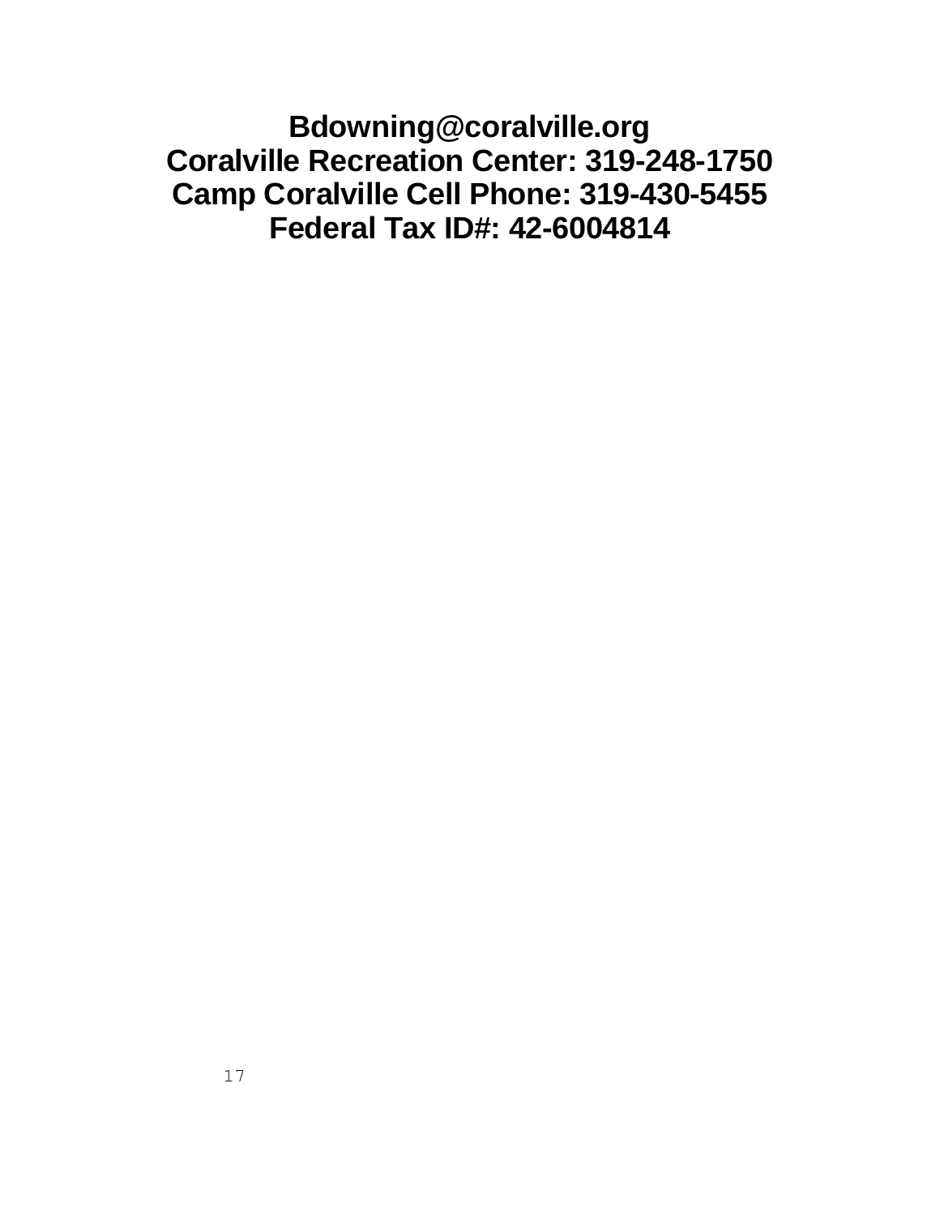**Bdowning@coralville.org**
**Coralville Recreation Center: 319-248-1750**
**Camp Coralville Cell Phone: 319-430-5455**
**Federal Tax ID#: 42-6004814**